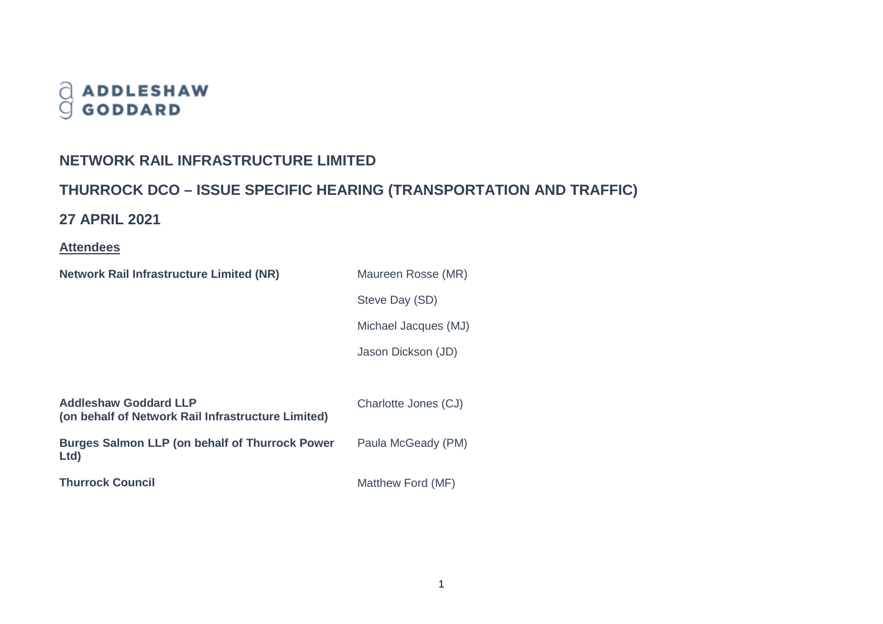ADDLESHAW GODDARD

## NETWORK RAIL INFRASTRUCTURE LIMITED

## THURROCK DCO – ISSUE SPECIFIC HEARING (TRANSPORTATION AND TRAFFIC)

## 27 APRIL 2021

**Attendees**

| | |
|---|---|
| **Network Rail Infrastructure Limited (NR)** | Maureen Rosse (MR) |
| | Steve Day (SD) |
| | Michael Jacques (MJ) |
| | Jason Dickson (JD) |
| **Addleshaw Goddard LLP (on behalf of Network Rail Infrastructure Limited)** | Charlotte Jones (CJ) |
| **Burges Salmon LLP (on behalf of Thurrock Power Ltd)** | Paula McGeady (PM) |
| **Thurrock Council** | Matthew Ford (MF) |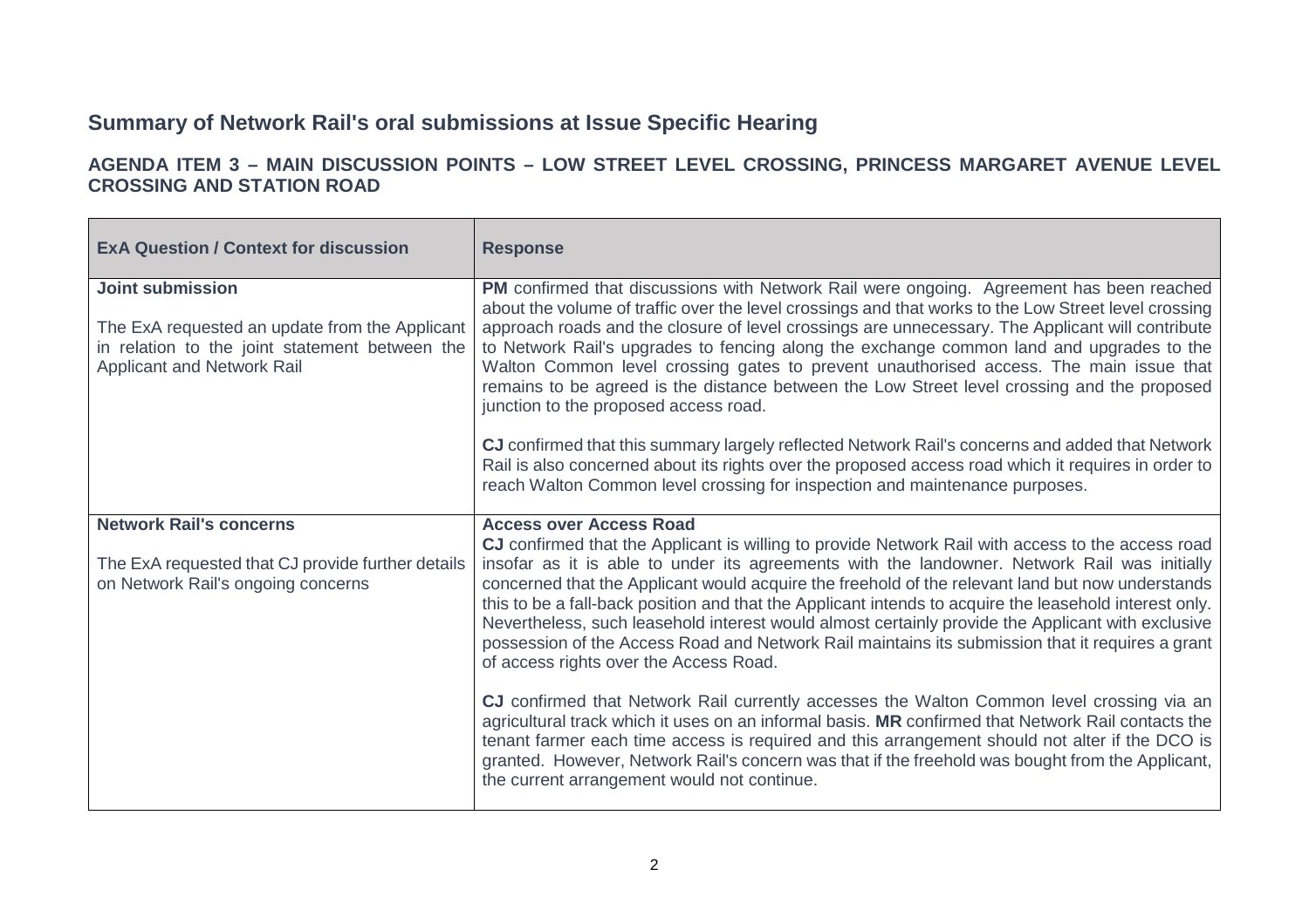## Summary of Network Rail's oral submissions at Issue Specific Hearing

### AGENDA ITEM 3 – MAIN DISCUSSION POINTS – LOW STREET LEVEL CROSSING, PRINCESS MARGARET AVENUE LEVEL CROSSING AND STATION ROAD

| ExA Question / Context for discussion | Response |
| --- | --- |
| **Joint submission**<br><br>The ExA requested an update from the Applicant in relation to the joint statement between the Applicant and Network Rail | **PM** confirmed that discussions with Network Rail were ongoing. Agreement has been reached about the volume of traffic over the level crossings and that works to the Low Street level crossing approach roads and the closure of level crossings are unnecessary. The Applicant will contribute to Network Rail's upgrades to fencing along the exchange common land and upgrades to the Walton Common level crossing gates to prevent unauthorised access. The main issue that remains to be agreed is the distance between the Low Street level crossing and the proposed junction to the proposed access road.<br><br>**CJ** confirmed that this summary largely reflected Network Rail's concerns and added that Network Rail is also concerned about its rights over the proposed access road which it requires in order to reach Walton Common level crossing for inspection and maintenance purposes. |
| **Network Rail's concerns**<br><br>The ExA requested that CJ provide further details on Network Rail's ongoing concerns | **Access over Access Road**<br>**CJ** confirmed that the Applicant is willing to provide Network Rail with access to the access road insofar as it is able to under its agreements with the landowner. Network Rail was initially concerned that the Applicant would acquire the freehold of the relevant land but now understands this to be a fall-back position and that the Applicant intends to acquire the leasehold interest only. Nevertheless, such leasehold interest would almost certainly provide the Applicant with exclusive possession of the Access Road and Network Rail maintains its submission that it requires a grant of access rights over the Access Road.<br><br>**CJ** confirmed that Network Rail currently accesses the Walton Common level crossing via an agricultural track which it uses on an informal basis. **MR** confirmed that Network Rail contacts the tenant farmer each time access is required and this arrangement should not alter if the DCO is granted. However, Network Rail's concern was that if the freehold was bought from the Applicant, the current arrangement would not continue. |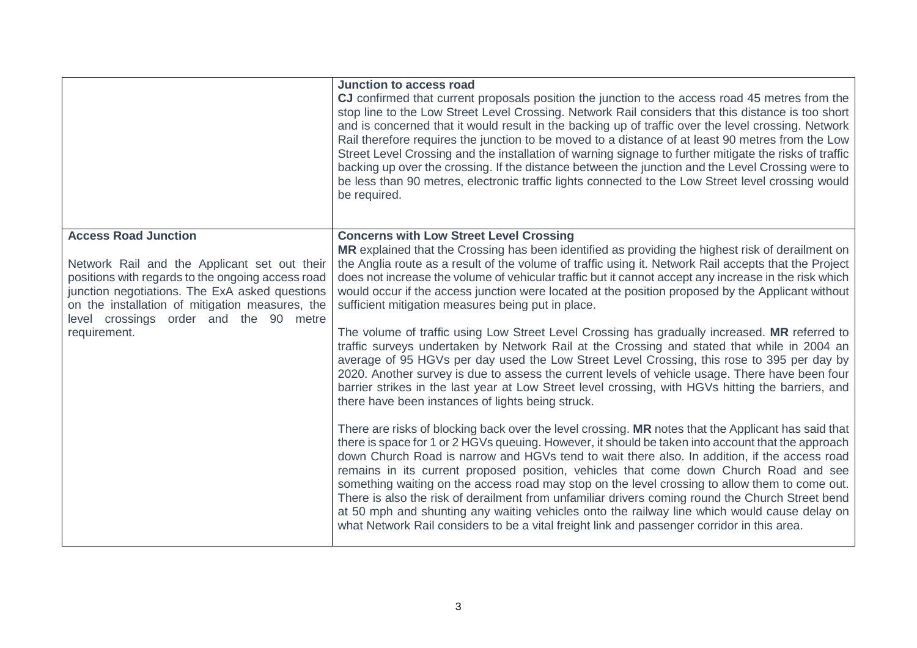| | |
|---|---|
| | **Junction to access road**<br>**CJ** confirmed that current proposals position the junction to the access road 45 metres from the stop line to the Low Street Level Crossing. Network Rail considers that this distance is too short and is concerned that it would result in the backing up of traffic over the level crossing. Network Rail therefore requires the junction to be moved to a distance of at least 90 metres from the Low Street Level Crossing and the installation of warning signage to further mitigate the risks of traffic backing up over the crossing. If the distance between the junction and the Level Crossing were to be less than 90 metres, electronic traffic lights connected to the Low Street level crossing would be required. |
| **Access Road Junction**<br><br>Network Rail and the Applicant set out their positions with regards to the ongoing access road junction negotiations. The ExA asked questions on the installation of mitigation measures, the level crossings order and the 90 metre requirement. | **Concerns with Low Street Level Crossing**<br>**MR** explained that the Crossing has been identified as providing the highest risk of derailment on the Anglia route as a result of the volume of traffic using it. Network Rail accepts that the Project does not increase the volume of vehicular traffic but it cannot accept any increase in the risk which would occur if the access junction were located at the position proposed by the Applicant without sufficient mitigation measures being put in place.<br><br>The volume of traffic using Low Street Level Crossing has gradually increased. **MR** referred to traffic surveys undertaken by Network Rail at the Crossing and stated that while in 2004 an average of 95 HGVs per day used the Low Street Level Crossing, this rose to 395 per day by 2020. Another survey is due to assess the current levels of vehicle usage. There have been four barrier strikes in the last year at Low Street level crossing, with HGVs hitting the barriers, and there have been instances of lights being struck.<br><br>There are risks of blocking back over the level crossing. **MR** notes that the Applicant has said that there is space for 1 or 2 HGVs queuing. However, it should be taken into account that the approach down Church Road is narrow and HGVs tend to wait there also. In addition, if the access road remains in its current proposed position, vehicles that come down Church Road and see something waiting on the access road may stop on the level crossing to allow them to come out. There is also the risk of derailment from unfamiliar drivers coming round the Church Street bend at 50 mph and shunting any waiting vehicles onto the railway line which would cause delay on what Network Rail considers to be a vital freight link and passenger corridor in this area. |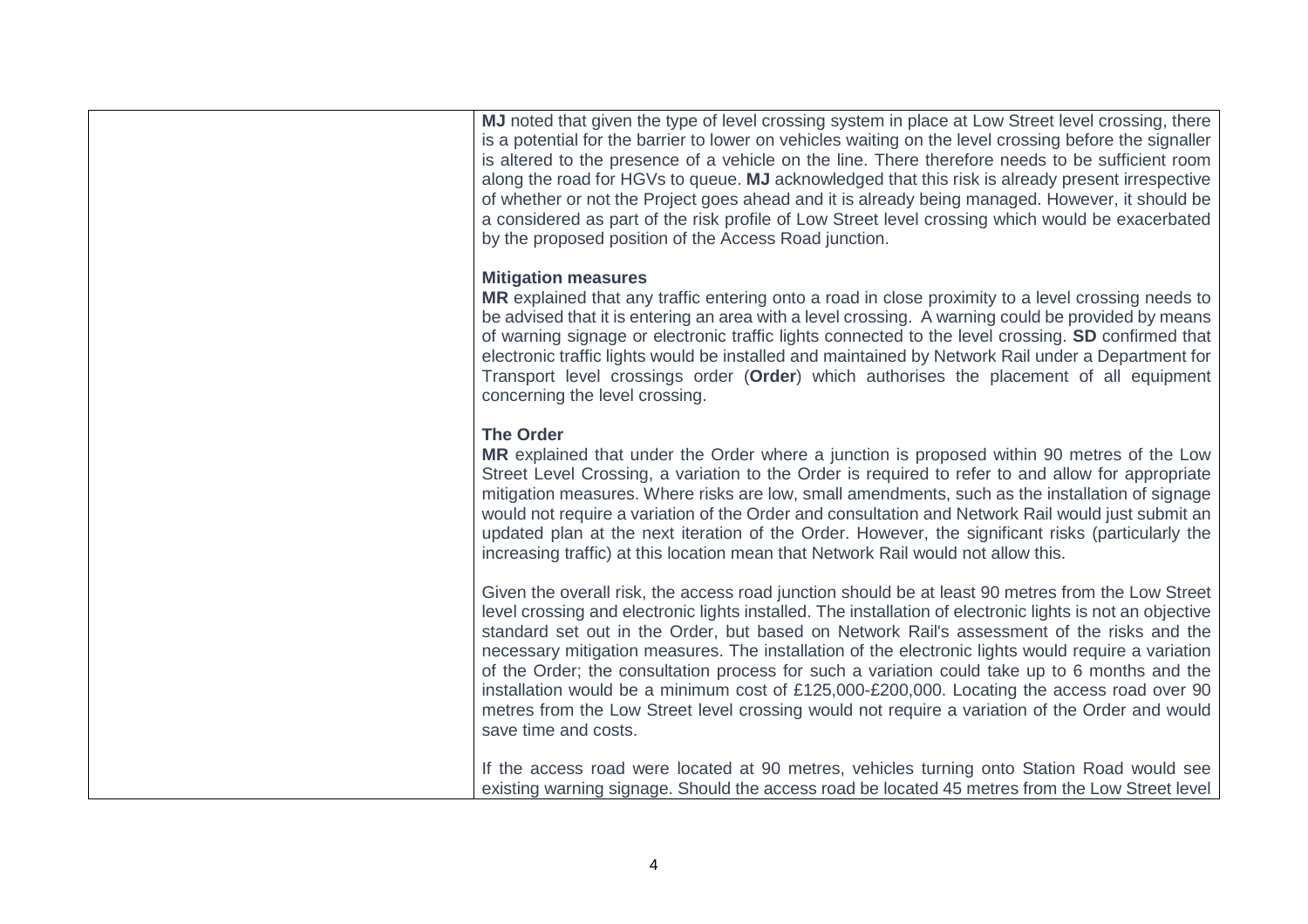| | |
|---|---|
| | **MJ** noted that given the type of level crossing system in place at Low Street level crossing, there is a potential for the barrier to lower on vehicles waiting on the level crossing before the signaller is altered to the presence of a vehicle on the line. There therefore needs to be sufficient room along the road for HGVs to queue. **MJ** acknowledged that this risk is already present irrespective of whether or not the Project goes ahead and it is already being managed. However, it should be a considered as part of the risk profile of Low Street level crossing which would be exacerbated by the proposed position of the Access Road junction.<br><br>**Mitigation measures**<br>**MR** explained that any traffic entering onto a road in close proximity to a level crossing needs to be advised that it is entering an area with a level crossing. A warning could be provided by means of warning signage or electronic traffic lights connected to the level crossing. **SD** confirmed that electronic traffic lights would be installed and maintained by Network Rail under a Department for Transport level crossings order (**Order**) which authorises the placement of all equipment concerning the level crossing.<br><br>**The Order**<br>**MR** explained that under the Order where a junction is proposed within 90 metres of the Low Street Level Crossing, a variation to the Order is required to refer to and allow for appropriate mitigation measures. Where risks are low, small amendments, such as the installation of signage would not require a variation of the Order and consultation and Network Rail would just submit an updated plan at the next iteration of the Order. However, the significant risks (particularly the increasing traffic) at this location mean that Network Rail would not allow this.<br><br>Given the overall risk, the access road junction should be at least 90 metres from the Low Street level crossing and electronic lights installed. The installation of electronic lights is not an objective standard set out in the Order, but based on Network Rail's assessment of the risks and the necessary mitigation measures. The installation of the electronic lights would require a variation of the Order; the consultation process for such a variation could take up to 6 months and the installation would be a minimum cost of £125,000-£200,000. Locating the access road over 90 metres from the Low Street level crossing would not require a variation of the Order and would save time and costs.<br><br>If the access road were located at 90 metres, vehicles turning onto Station Road would see existing warning signage. Should the access road be located 45 metres from the Low Street level |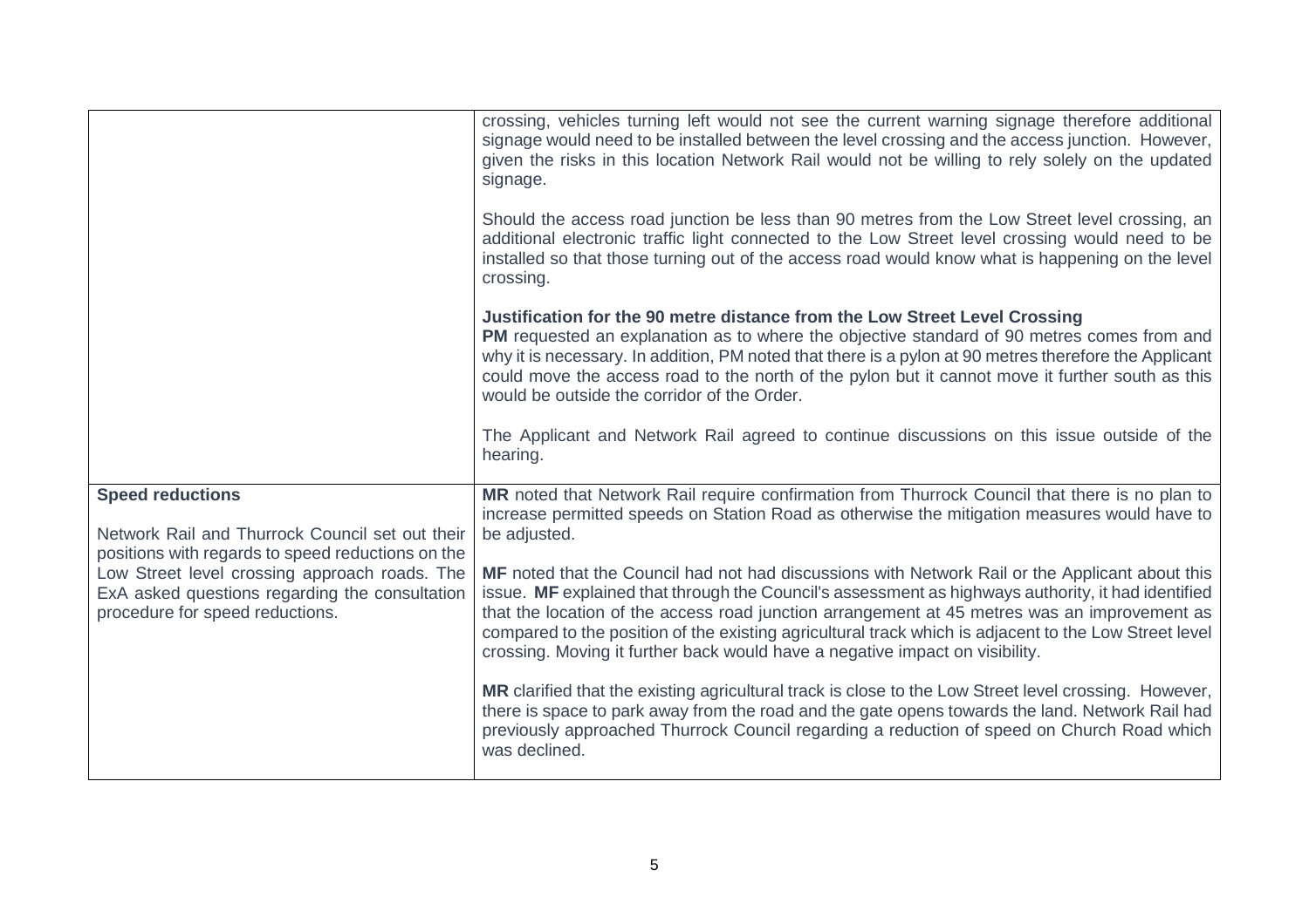| | |
|---|---|
| | crossing, vehicles turning left would not see the current warning signage therefore additional signage would need to be installed between the level crossing and the access junction. However, given the risks in this location Network Rail would not be willing to rely solely on the updated signage.<br><br>Should the access road junction be less than 90 metres from the Low Street level crossing, an additional electronic traffic light connected to the Low Street level crossing would need to be installed so that those turning out of the access road would know what is happening on the level crossing.<br><br>**Justification for the 90 metre distance from the Low Street Level Crossing**<br>**PM** requested an explanation as to where the objective standard of 90 metres comes from and why it is necessary. In addition, PM noted that there is a pylon at 90 metres therefore the Applicant could move the access road to the north of the pylon but it cannot move it further south as this would be outside the corridor of the Order.<br><br>The Applicant and Network Rail agreed to continue discussions on this issue outside of the hearing. |
| **Speed reductions**<br><br>Network Rail and Thurrock Council set out their positions with regards to speed reductions on the Low Street level crossing approach roads. The ExA asked questions regarding the consultation procedure for speed reductions. | **MR** noted that Network Rail require confirmation from Thurrock Council that there is no plan to increase permitted speeds on Station Road as otherwise the mitigation measures would have to be adjusted.<br><br>**MF** noted that the Council had not had discussions with Network Rail or the Applicant about this issue. **MF** explained that through the Council's assessment as highways authority, it had identified that the location of the access road junction arrangement at 45 metres was an improvement as compared to the position of the existing agricultural track which is adjacent to the Low Street level crossing. Moving it further back would have a negative impact on visibility.<br><br>**MR** clarified that the existing agricultural track is close to the Low Street level crossing. However, there is space to park away from the road and the gate opens towards the land. Network Rail had previously approached Thurrock Council regarding a reduction of speed on Church Road which was declined. |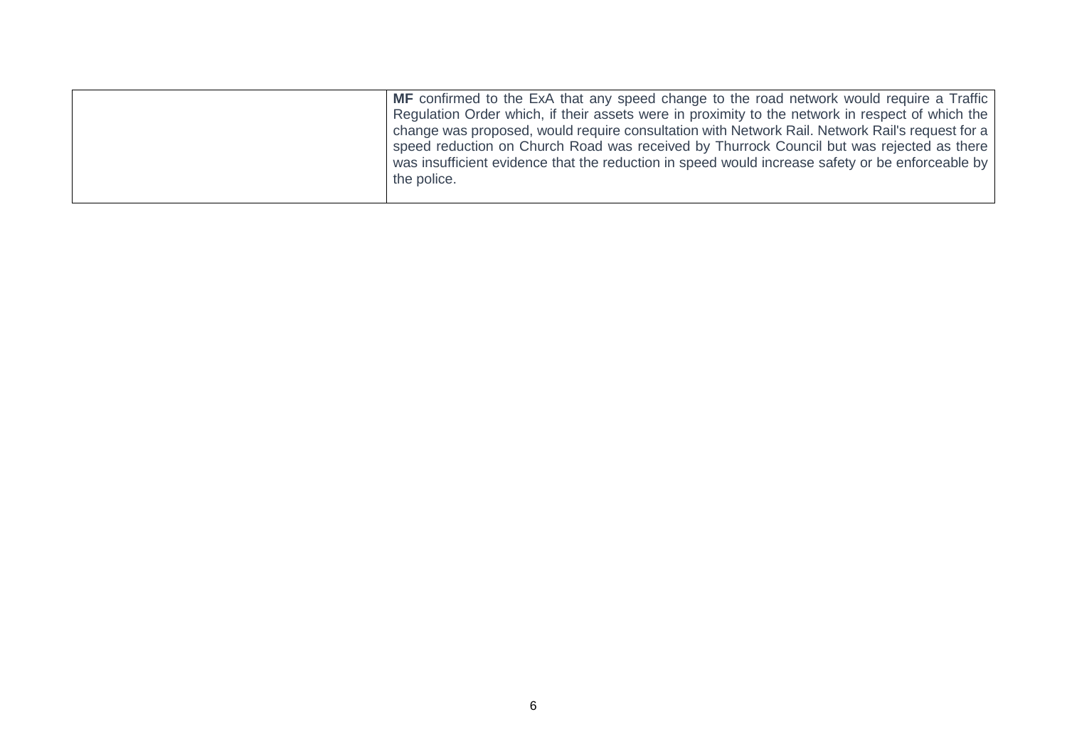| | |
|---|---|
| | **MF** confirmed to the ExA that any speed change to the road network would require a Traffic Regulation Order which, if their assets were in proximity to the network in respect of which the change was proposed, would require consultation with Network Rail. Network Rail's request for a speed reduction on Church Road was received by Thurrock Council but was rejected as there was insufficient evidence that the reduction in speed would increase safety or be enforceable by the police. |